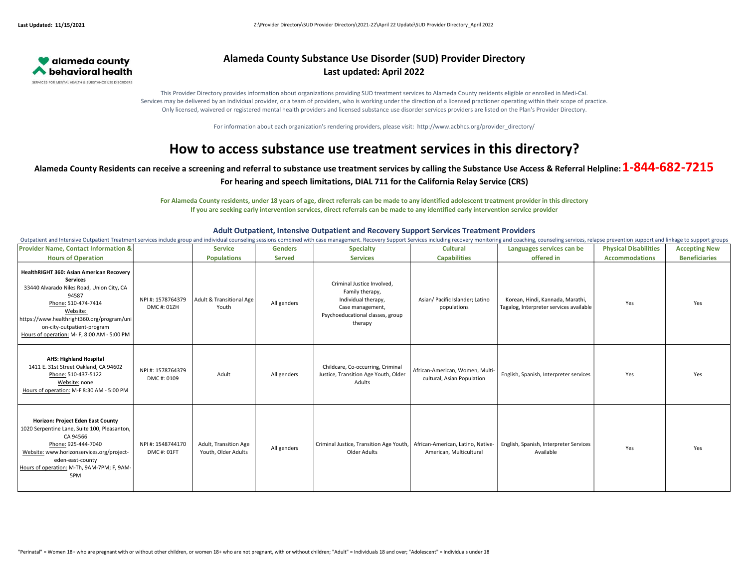# Alameda County Substance Use Disorder (SUD) Provider Directory

**Last updated: April 2022**

This Provider Directory provides information about organizations providing SUD treatment services to Alameda County residents eligible or enrolled in Medi-Cal.
Services may be delivered by an individual provider, or a team of providers, who is working under the direction of a licensed practioner operating within their scope of practice.
Only licensed, waivered or registered mental health providers and licensed substance use disorder services providers are listed on the Plan's Provider Directory.

For information about each organization's rendering providers, please visit: http://www.acbhcs.org/provider_directory/

# How to access substance use treatment services in this directory?

**Alameda County Residents can receive a screening and referral to substance use treatment services by calling the Substance Use Access & Referral Helpline: 1-844-682-7215**

**For hearing and speech limitations, DIAL 711 for the California Relay Service (CRS)**

**For Alameda County residents, under 18 years of age, direct referrals can be made to any identified adolescent treatment provider in this directory**
**If you are seeking early intervention services, direct referrals can be made to any identified early intervention service provider**

### Adult Outpatient, Intensive Outpatient and Recovery Support Services Treatment Providers

Outpatient and Intensive Outpatient Treatment services include group and individual counseling sessions combined with case management. Recovery Support Services including recovery monitoring and coaching, counseling services, relapse prevention support and linkage to support groups

| Provider Name, Contact Information & Hours of Operation | | Service Populations | Genders Served | Specialty Services | Cultural Capabilities | Languages services can be offered in | Physical Disabilities Accommodations | Accepting New Beneficiaries |
|---|---|---|---|---|---|---|---|---|
| **HealthRIGHT 360: Asian American Recovery Services**<br>33440 Alvarado Niles Road, Union City, CA 94587<br>Phone: 510-474-7414<br>Website: https://www.healthright360.org/program/union-city-outpatient-program<br>Hours of operation: M- F, 8:00 AM - 5:00 PM | NPI #: 1578764379<br>DMC #: 01ZH | Adult & Transitional Age Youth | All genders | Criminal Justice Involved,<br>Family therapy,<br>Individual therapy,<br>Case management,<br>Psychoeducational classes, group therapy | Asian/ Pacific Islander; Latino populations | Korean, Hindi, Kannada, Marathi, Tagalog, Interpreter services available | Yes | Yes |
| **AHS: Highland Hospital**<br>1411 E. 31st Street Oakland, CA 94602<br>Phone: 510-437-5122<br>Website: none<br>Hours of operation: M-F 8:30 AM - 5:00 PM | NPI #: 1578764379<br>DMC #: 0109 | Adult | All genders | Childcare, Co-occurring, Criminal Justice, Transition Age Youth, Older Adults | African-American, Women, Multi-cultural, Asian Population | English, Spanish, Interpreter services | Yes | Yes |
| **Horizon: Project Eden East County**<br>1020 Serpentine Lane, Suite 100, Pleasanton, CA 94566<br>Phone: 925-444-7040<br>Website: www.horizonservices.org/project-eden-east-county<br>Hours of operation: M-Th, 9AM-7PM; F, 9AM-5PM | NPI #: 1548744170<br>DMC #: 01FT | Adult, Transition Age Youth, Older Adults | All genders | Criminal Justice, Transition Age Youth, Older Adults | African-American, Latino, Native-American, Multicultural | English, Spanish, Interpreter Services Available | Yes | Yes |

"Perinatal" = Women 18+ who are pregnant with or without other children, or women 18+ who are not pregnant, with or without children; "Adult" = Individuals 18 and over; "Adolescent" = Individuals under 18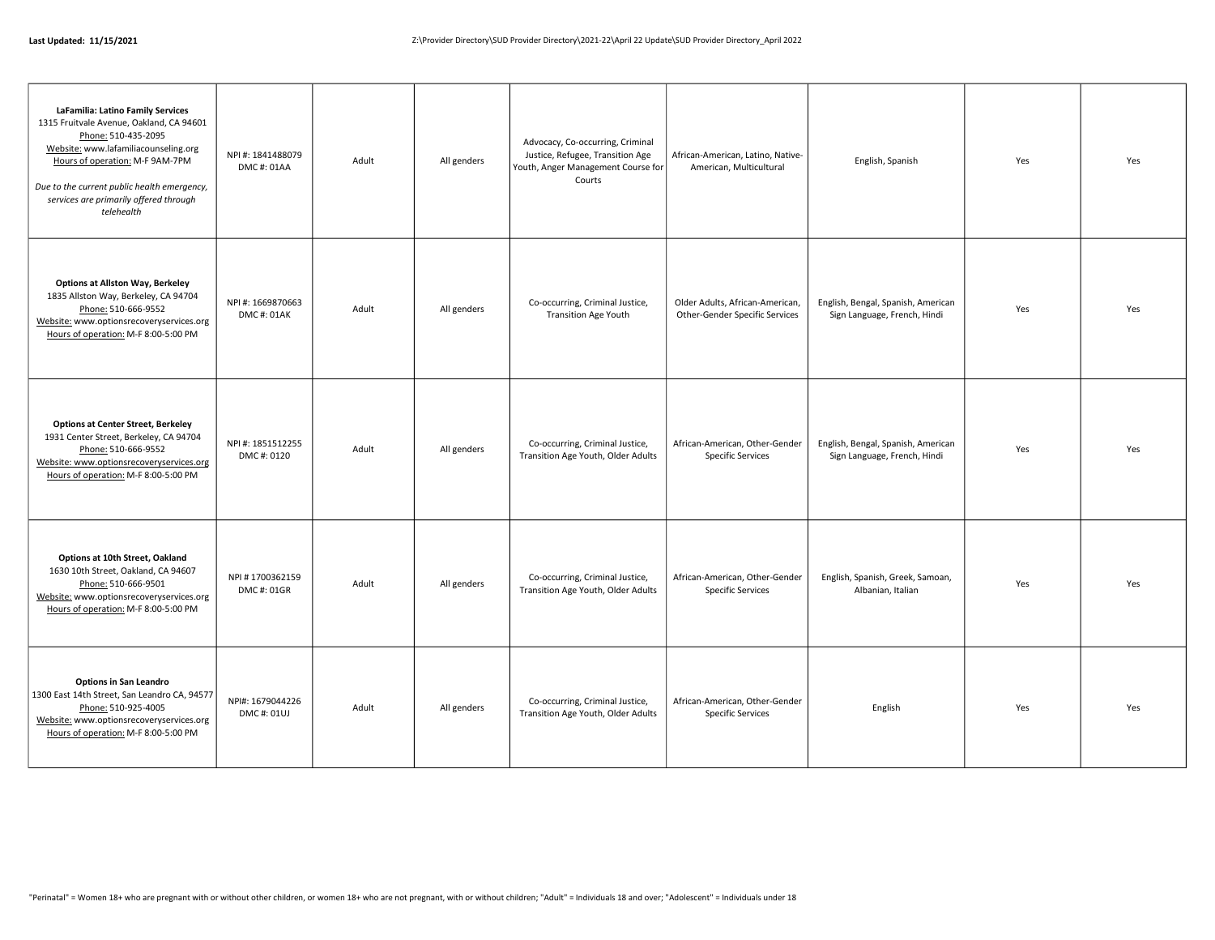| | | | | | | | | |
|---|---|---|---|---|---|---|---|---|
| **LaFamilia: Latino Family Services**<br>1315 Fruitvale Avenue, Oakland, CA 94601<br>Phone: 510-435-2095<br>Website: www.lafamiliacounseling.org<br>Hours of operation: M-F 9AM-7PM<br><br>*Due to the current public health emergency, services are primarily offered through telehealth* | NPI #: 1841488079<br>DMC #: 01AA | Adult | All genders | Advocacy, Co-occurring, Criminal Justice, Refugee, Transition Age Youth, Anger Management Course for Courts | African-American, Latino, Native-American, Multicultural | English, Spanish | Yes | Yes |
| **Options at Allston Way, Berkeley**<br>1835 Allston Way, Berkeley, CA 94704<br>Phone: 510-666-9552<br>Website: www.optionsrecoveryservices.org<br>Hours of operation: M-F 8:00-5:00 PM | NPI #: 1669870663<br>DMC #: 01AK | Adult | All genders | Co-occurring, Criminal Justice, Transition Age Youth | Older Adults, African-American, Other-Gender Specific Services | English, Bengal, Spanish, American Sign Language, French, Hindi | Yes | Yes |
| **Options at Center Street, Berkeley**<br>1931 Center Street, Berkeley, CA 94704<br>Phone: 510-666-9552<br>Website: www.optionsrecoveryservices.org<br>Hours of operation: M-F 8:00-5:00 PM | NPI #: 1851512255<br>DMC #: 0120 | Adult | All genders | Co-occurring, Criminal Justice, Transition Age Youth, Older Adults | African-American, Other-Gender Specific Services | English, Bengal, Spanish, American Sign Language, French, Hindi | Yes | Yes |
| **Options at 10th Street, Oakland**<br>1630 10th Street, Oakland, CA 94607<br>Phone: 510-666-9501<br>Website: www.optionsrecoveryservices.org<br>Hours of operation: M-F 8:00-5:00 PM | NPI # 1700362159<br>DMC #: 01GR | Adult | All genders | Co-occurring, Criminal Justice, Transition Age Youth, Older Adults | African-American, Other-Gender Specific Services | English, Spanish, Greek, Samoan, Albanian, Italian | Yes | Yes |
| **Options in San Leandro**<br>1300 East 14th Street, San Leandro CA, 94577<br>Phone: 510-925-4005<br>Website: www.optionsrecoveryservices.org<br>Hours of operation: M-F 8:00-5:00 PM | NPI#: 1679044226<br>DMC #: 01UJ | Adult | All genders | Co-occurring, Criminal Justice, Transition Age Youth, Older Adults | African-American, Other-Gender Specific Services | English | Yes | Yes |

"Perinatal" = Women 18+ who are pregnant with or without other children, or women 18+ who are not pregnant, with or without children; "Adult" = Individuals 18 and over; "Adolescent" = Individuals under 18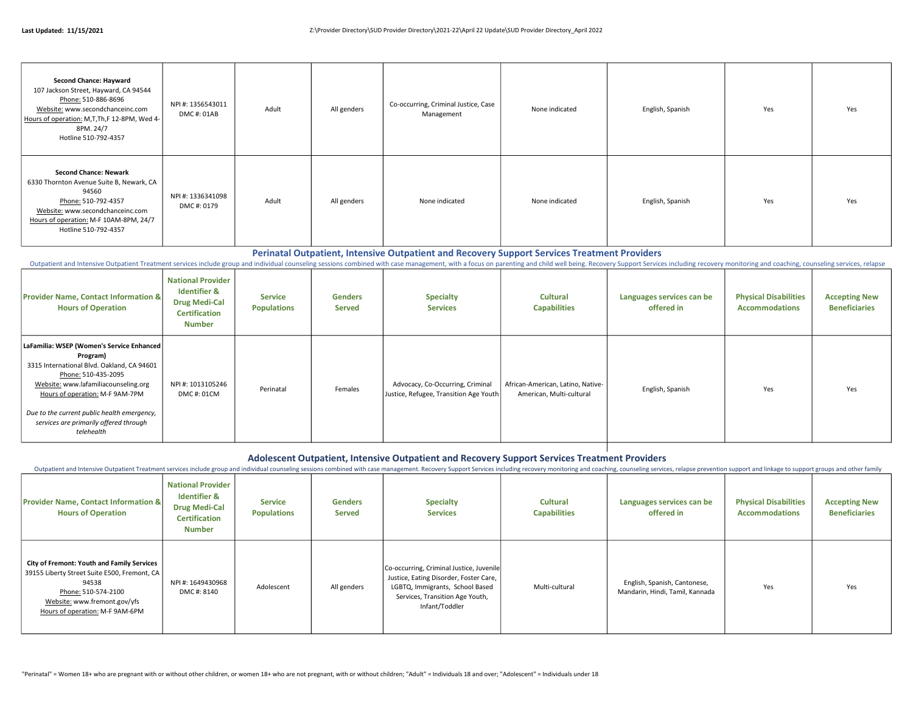| Provider Name, Contact Information & Hours of Operation | National Provider Identifier & Drug Medi-Cal Certification Number | Service Populations | Genders Served | Specialty Services | Cultural Capabilities | Languages services can be offered in | Physical Disabilities Accommodations | Accepting New Beneficiaries |
|---|---|---|---|---|---|---|---|---|
| **Second Chance: Hayward**<br>107 Jackson Street, Hayward, CA 94544<br>Phone: 510-886-8696<br>Website: www.secondchanceinc.com<br>Hours of operation: M,T,Th,F 12-8PM, Wed 4-8PM. 24/7 Hotline 510-792-4357 | NPI #: 1356543011<br>DMC #: 01AB | Adult | All genders | Co-occurring, Criminal Justice, Case Management | None indicated | English, Spanish | Yes | Yes |
| **Second Chance: Newark**<br>6330 Thornton Avenue Suite B, Newark, CA 94560<br>Phone: 510-792-4357<br>Website: www.secondchanceinc.com<br>Hours of operation: M-F 10AM-8PM, 24/7 Hotline 510-792-4357 | NPI #: 1336341098<br>DMC #: 0179 | Adult | All genders | None indicated | None indicated | English, Spanish | Yes | Yes |

## Perinatal Outpatient, Intensive Outpatient and Recovery Support Services Treatment Providers

Outpatient and Intensive Outpatient Treatment services include group and individual counseling sessions combined with case management, with a focus on parenting and child well being. Recovery Support Services including recovery monitoring and coaching, counseling services, relapse

| Provider Name, Contact Information & Hours of Operation | National Provider Identifier & Drug Medi-Cal Certification Number | Service Populations | Genders Served | Specialty Services | Cultural Capabilities | Languages services can be offered in | Physical Disabilities Accommodations | Accepting New Beneficiaries |
|---|---|---|---|---|---|---|---|---|
| **LaFamilia: WSEP (Women's Service Enhanced Program)**<br>3315 International Blvd. Oakland, CA 94601<br>Phone: 510-435-2095<br>Website: www.lafamiliacounseling.org<br>Hours of operation: M-F 9AM-7PM<br>*Due to the current public health emergency, services are primarily offered through telehealth* | NPI #: 1013105246<br>DMC #: 01CM | Perinatal | Females | Advocacy, Co-Occurring, Criminal Justice, Refugee, Transition Age Youth | African-American, Latino, Native-American, Multi-cultural | English, Spanish | Yes | Yes |

## Adolescent Outpatient, Intensive Outpatient and Recovery Support Services Treatment Providers

Outpatient and Intensive Outpatient Treatment services include group and individual counseling sessions combined with case management. Recovery Support Services including recovery monitoring and coaching, counseling services, relapse prevention support and linkage to support groups and other family

| Provider Name, Contact Information & Hours of Operation | National Provider Identifier & Drug Medi-Cal Certification Number | Service Populations | Genders Served | Specialty Services | Cultural Capabilities | Languages services can be offered in | Physical Disabilities Accommodations | Accepting New Beneficiaries |
|---|---|---|---|---|---|---|---|---|
| **City of Fremont: Youth and Family Services**<br>39155 Liberty Street Suite E500, Fremont, CA 94538<br>Phone: 510-574-2100<br>Website: www.fremont.gov/yfs<br>Hours of operation: M-F 9AM-6PM | NPI #: 1649430968<br>DMC #: 8140 | Adolescent | All genders | Co-occurring, Criminal Justice, Juvenile Justice, Eating Disorder, Foster Care, LGBTQ, Immigrants, School Based Services, Transition Age Youth, Infant/Toddler | Multi-cultural | English, Spanish, Cantonese, Mandarin, Hindi, Tamil, Kannada | Yes | Yes |

"Perinatal" = Women 18+ who are pregnant with or without other children, or women 18+ who are not pregnant, with or without children; "Adult" = Individuals 18 and over; "Adolescent" = Individuals under 18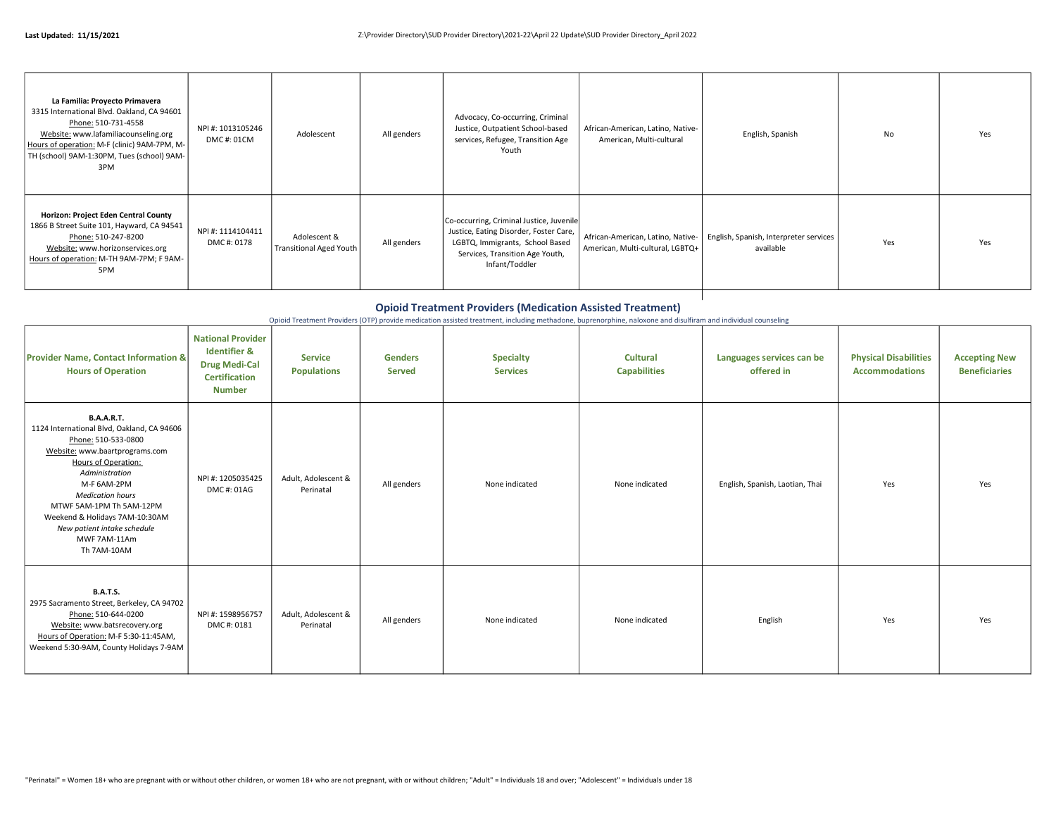| **La Familia: Proyecto Primavera**<br>3315 International Blvd. Oakland, CA 94601<br>Phone: 510-731-4558<br>Website: www.lafamiliacounseling.org<br>Hours of operation: M-F (clinic) 9AM-7PM, M-TH (school) 9AM-1:30PM, Tues (school) 9AM-3PM | NPI #: 1013105246<br>DMC #: 01CM | Adolescent | All genders | Advocacy, Co-occurring, Criminal Justice, Outpatient School-based services, Refugee, Transition Age Youth | African-American, Latino, Native-American, Multi-cultural | English, Spanish | No | Yes |
|---|---|---|---|---|---|---|---|---|
| **Horizon: Project Eden Central County**<br>1866 B Street Suite 101, Hayward, CA 94541<br>Phone: 510-247-8200<br>Website: www.horizonservices.org<br>Hours of operation: M-TH 9AM-7PM; F 9AM-5PM | NPI #: 1114104411<br>DMC #: 0178 | Adolescent & Transitional Aged Youth | All genders | Co-occurring, Criminal Justice, Juvenile Justice, Eating Disorder, Foster Care, LGBTQ, Immigrants, School Based Services, Transition Age Youth, Infant/Toddler | African-American, Latino, Native-American, Multi-cultural, LGBTQ+ | English, Spanish, Interpreter services available | Yes | Yes |

## Opioid Treatment Providers (Medication Assisted Treatment)

Opioid Treatment Providers (OTP) provide medication assisted treatment, including methadone, buprenorphine, naloxone and disulfiram and individual counseling

| Provider Name, Contact Information & Hours of Operation | National Provider Identifier & Drug Medi-Cal Certification Number | Service Populations | Genders Served | Specialty Services | Cultural Capabilities | Languages services can be offered in | Physical Disabilities Accommodations | Accepting New Beneficiaries |
|---|---|---|---|---|---|---|---|---|
| **B.A.A.R.T.**<br>1124 International Blvd, Oakland, CA 94606<br>Phone: 510-533-0800<br>Website: www.baartprograms.com<br>Hours of Operation:<br>*Administration*<br>M-F 6AM-2PM<br>*Medication hours*<br>MTWF 5AM-1PM Th 5AM-12PM<br>Weekend & Holidays 7AM-10:30AM<br>*New patient intake schedule*<br>MWF 7AM-11Am<br>Th 7AM-10AM | NPI #: 1205035425<br>DMC #: 01AG | Adult, Adolescent & Perinatal | All genders | None indicated | None indicated | English, Spanish, Laotian, Thai | Yes | Yes |
| **B.A.T.S.**<br>2975 Sacramento Street, Berkeley, CA 94702<br>Phone: 510-644-0200<br>Website: www.batsrecovery.org<br>Hours of Operation: M-F 5:30-11:45AM, Weekend 5:30-9AM, County Holidays 7-9AM | NPI #: 1598956757<br>DMC #: 0181 | Adult, Adolescent & Perinatal | All genders | None indicated | None indicated | English | Yes | Yes |

"Perinatal" = Women 18+ who are pregnant with or without other children, or women 18+ who are not pregnant, with or without children; "Adult" = Individuals 18 and over; "Adolescent" = Individuals under 18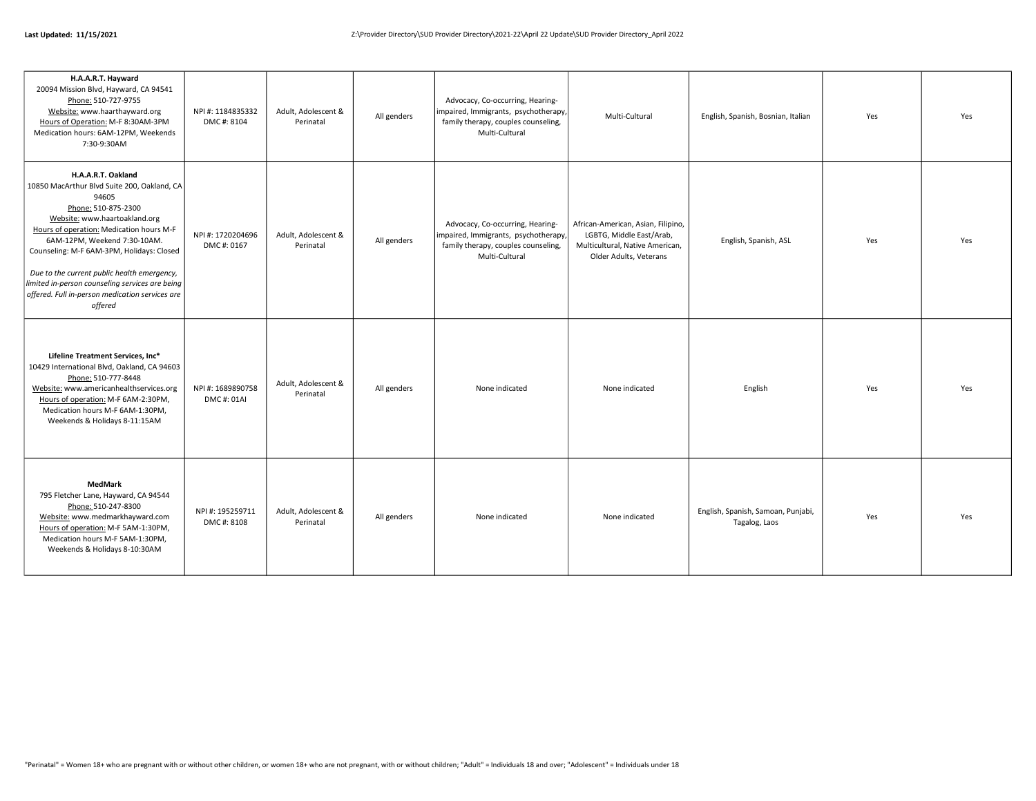| | | | | | | | | |
|---|---|---|---|---|---|---|---|---|
| **H.A.A.R.T. Hayward**<br>20094 Mission Blvd, Hayward, CA 94541<br>Phone: 510-727-9755<br>Website: www.haarthayward.org<br>Hours of Operation: M-F 8:30AM-3PM<br>Medication hours: 6AM-12PM, Weekends 7:30-9:30AM | NPI #: 1184835332<br>DMC #: 8104 | Adult, Adolescent & Perinatal | All genders | Advocacy, Co-occurring, Hearing-impaired, Immigrants, psychotherapy, family therapy, couples counseling, Multi-Cultural | Multi-Cultural | English, Spanish, Bosnian, Italian | Yes | Yes |
| **H.A.A.R.T. Oakland**<br>10850 MacArthur Blvd Suite 200, Oakland, CA 94605<br>Phone: 510-875-2300<br>Website: www.haartoakland.org<br>Hours of operation: Medication hours M-F 6AM-12PM, Weekend 7:30-10AM. Counseling: M-F 6AM-3PM, Holidays: Closed<br><br>*Due to the current public health emergency, limited in-person counseling services are being offered. Full in-person medication services are offered* | NPI #: 1720204696<br>DMC #: 0167 | Adult, Adolescent & Perinatal | All genders | Advocacy, Co-occurring, Hearing-impaired, Immigrants, psychotherapy, family therapy, couples counseling, Multi-Cultural | African-American, Asian, Filipino, LGBTG, Middle East/Arab, Multicultural, Native American, Older Adults, Veterans | English, Spanish, ASL | Yes | Yes |
| **Lifeline Treatment Services, Inc***<br>10429 International Blvd, Oakland, CA 94603<br>Phone: 510-777-8448<br>Website: www.americanhealthservices.org<br>Hours of operation: M-F 6AM-2:30PM, Medication hours M-F 6AM-1:30PM, Weekends & Holidays 8-11:15AM | NPI #: 1689890758<br>DMC #: 01AI | Adult, Adolescent & Perinatal | All genders | None indicated | None indicated | English | Yes | Yes |
| **MedMark**<br>795 Fletcher Lane, Hayward, CA 94544<br>Phone: 510-247-8300<br>Website: www.medmarkhayward.com<br>Hours of operation: M-F 5AM-1:30PM, Medication hours M-F 5AM-1:30PM, Weekends & Holidays 8-10:30AM | NPI #: 195259711<br>DMC #: 8108 | Adult, Adolescent & Perinatal | All genders | None indicated | None indicated | English, Spanish, Samoan, Punjabi, Tagalog, Laos | Yes | Yes |

"Perinatal" = Women 18+ who are pregnant with or without other children, or women 18+ who are not pregnant, with or without children; "Adult" = Individuals 18 and over; "Adolescent" = Individuals under 18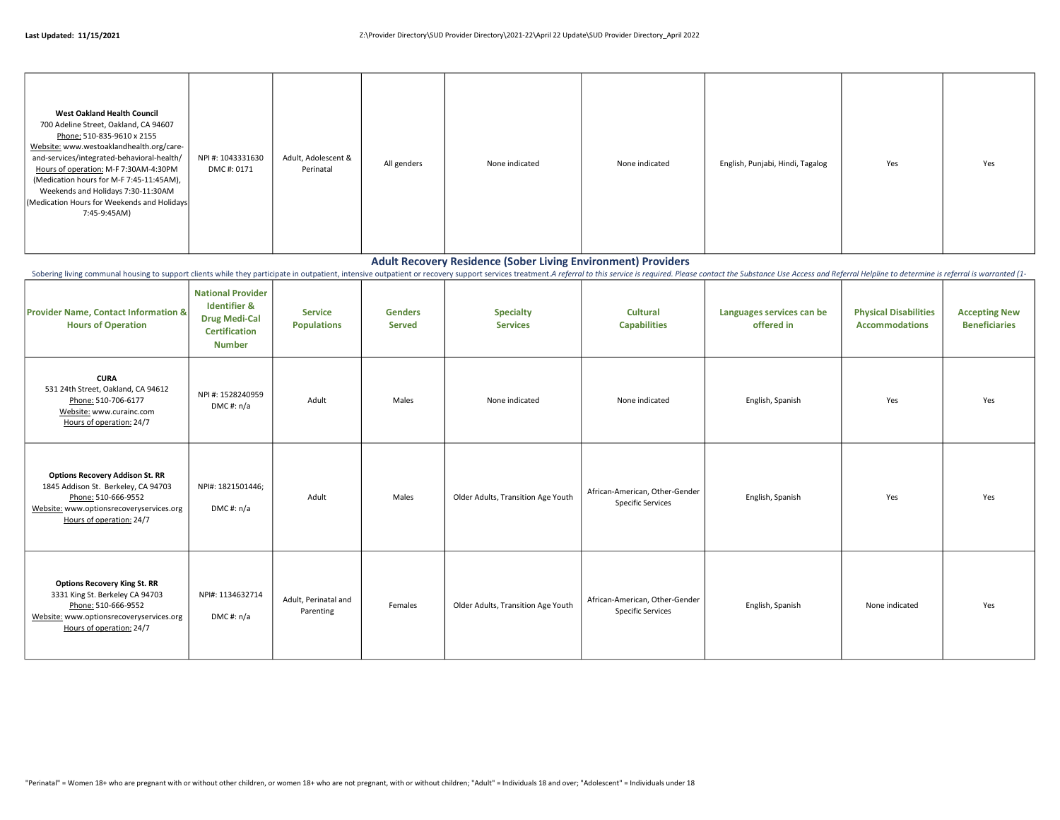| West Oakland Health Council<br>700 Adeline Street, Oakland, CA 94607<br>Phone: 510-835-9610 x 2155<br>Website: www.westoaklandhealth.org/care-and-services/integrated-behavioral-health/<br>Hours of operation: M-F 7:30AM-4:30PM (Medication hours for M-F 7:45-11:45AM), Weekends and Holidays 7:30-11:30AM (Medication Hours for Weekends and Holidays 7:45-9:45AM) | NPI #: 1043331630<br>DMC #: 0171 | Adult, Adolescent & Perinatal | All genders | None indicated | None indicated | English, Punjabi, Hindi, Tagalog | Yes | Yes |
|---|---|---|---|---|---|---|---|---|

## Adult Recovery Residence (Sober Living Environment) Providers

Sobering living communal housing to support clients while they participate in outpatient, intensive outpatient or recovery support services treatment. *A referral to this service is required. Please contact the Substance Use Access and Referral Helpline to determine is referral is warranted (1-*

| Provider Name, Contact Information & Hours of Operation | National Provider Identifier & Drug Medi-Cal Certification Number | Service Populations | Genders Served | Specialty Services | Cultural Capabilities | Languages services can be offered in | Physical Disabilities Accommodations | Accepting New Beneficiaries |
|---|---|---|---|---|---|---|---|---|
| **CURA**<br>531 24th Street, Oakland, CA 94612<br>Phone: 510-706-6177<br>Website: www.curainc.com<br>Hours of operation: 24/7 | NPI #: 1528240959<br>DMC #: n/a | Adult | Males | None indicated | None indicated | English, Spanish | Yes | Yes |
| **Options Recovery Addison St. RR**<br>1845 Addison St. Berkeley, CA 94703<br>Phone: 510-666-9552<br>Website: www.optionsrecoveryservices.org<br>Hours of operation: 24/7 | NPI#: 1821501446;<br>DMC #: n/a | Adult | Males | Older Adults, Transition Age Youth | African-American, Other-Gender Specific Services | English, Spanish | Yes | Yes |
| **Options Recovery King St. RR**<br>3331 King St. Berkeley CA 94703<br>Phone: 510-666-9552<br>Website: www.optionsrecoveryservices.org<br>Hours of operation: 24/7 | NPI#: 1134632714<br>DMC #: n/a | Adult, Perinatal and Parenting | Females | Older Adults, Transition Age Youth | African-American, Other-Gender Specific Services | English, Spanish | None indicated | Yes |

"Perinatal" = Women 18+ who are pregnant with or without other children, or women 18+ who are not pregnant, with or without children; "Adult" = Individuals 18 and over; "Adolescent" = Individuals under 18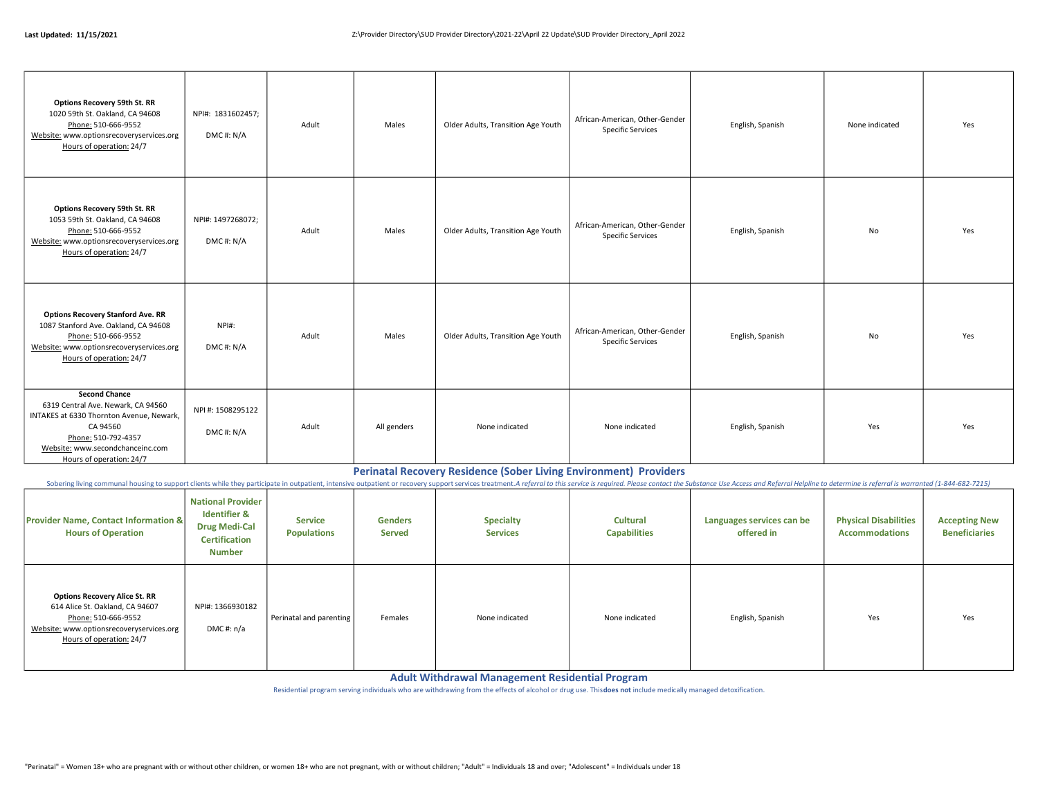| Provider Name, Contact Information & Hours of Operation | National Provider Identifier & Drug Medi-Cal Certification Number | Service Populations | Genders Served | Specialty Services | Cultural Capabilities | Languages services can be offered in | Physical Disabilities Accommodations | Accepting New Beneficiaries |
|---|---|---|---|---|---|---|---|---|
| **Options Recovery 59th St. RR**<br>1020 59th St. Oakland, CA 94608<br>Phone: 510-666-9552<br>Website: www.optionsrecoveryservices.org<br>Hours of operation: 24/7 | NPI#: 1831602457;<br>DMC #: N/A | Adult | Males | Older Adults, Transition Age Youth | African-American, Other-Gender Specific Services | English, Spanish | None indicated | Yes |
| **Options Recovery 59th St. RR**<br>1053 59th St. Oakland, CA 94608<br>Phone: 510-666-9552<br>Website: www.optionsrecoveryservices.org<br>Hours of operation: 24/7 | NPI#: 1497268072;<br>DMC #: N/A | Adult | Males | Older Adults, Transition Age Youth | African-American, Other-Gender Specific Services | English, Spanish | No | Yes |
| **Options Recovery Stanford Ave. RR**<br>1087 Stanford Ave. Oakland, CA 94608<br>Phone: 510-666-9552<br>Website: www.optionsrecoveryservices.org<br>Hours of operation: 24/7 | NPI#:<br>DMC #: N/A | Adult | Males | Older Adults, Transition Age Youth | African-American, Other-Gender Specific Services | English, Spanish | No | Yes |
| **Second Chance**<br>6319 Central Ave. Newark, CA 94560<br>INTAKES at 6330 Thornton Avenue, Newark, CA 94560<br>Phone: 510-792-4357<br>Website: www.secondchanceinc.com<br>Hours of operation: 24/7 | NPI #: 1508295122<br>DMC #: N/A | Adult | All genders | None indicated | None indicated | English, Spanish | Yes | Yes |

## Perinatal Recovery Residence (Sober Living Environment) Providers

Sobering living communal housing to support clients while they participate in outpatient, intensive outpatient or recovery support services treatment.*A referral to this service is required. Please contact the Substance Use Access and Referral Helpline to determine is referral is warranted (1-844-682-7215)*

| Provider Name, Contact Information & Hours of Operation | National Provider Identifier & Drug Medi-Cal Certification Number | Service Populations | Genders Served | Specialty Services | Cultural Capabilities | Languages services can be offered in | Physical Disabilities Accommodations | Accepting New Beneficiaries |
|---|---|---|---|---|---|---|---|---|
| **Options Recovery Alice St. RR**<br>614 Alice St. Oakland, CA 94607<br>Phone: 510-666-9552<br>Website: www.optionsrecoveryservices.org<br>Hours of operation: 24/7 | NPI#: 1366930182<br>DMC #: n/a | Perinatal and parenting | Females | None indicated | None indicated | English, Spanish | Yes | Yes |

## Adult Withdrawal Management Residential Program

Residential program serving individuals who are withdrawing from the effects of alcohol or drug use. This **does not** include medically managed detoxification.

"Perinatal" = Women 18+ who are pregnant with or without other children, or women 18+ who are not pregnant, with or without children; "Adult" = Individuals 18 and over; "Adolescent" = Individuals under 18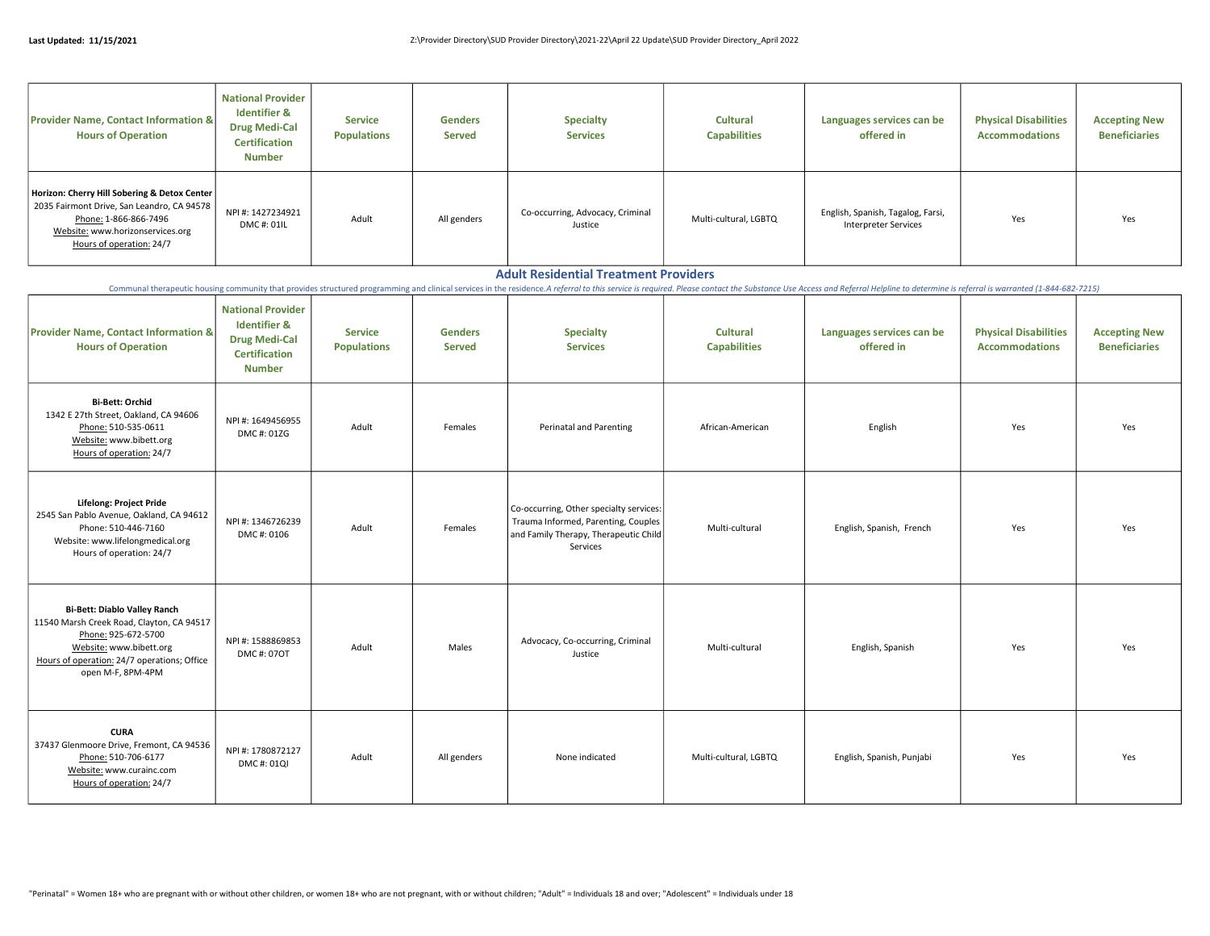| Provider Name, Contact Information & Hours of Operation | National Provider Identifier & Drug Medi-Cal Certification Number | Service Populations | Genders Served | Specialty Services | Cultural Capabilities | Languages services can be offered in | Physical Disabilities Accommodations | Accepting New Beneficiaries |
|---|---|---|---|---|---|---|---|---|
| **Horizon: Cherry Hill Sobering & Detox Center**<br>2035 Fairmont Drive, San Leandro, CA 94578<br>Phone: 1-866-866-7496<br>Website: www.horizonservices.org<br>Hours of operation: 24/7 | NPI #: 1427234921<br>DMC #: 01IL | Adult | All genders | Co-occurring, Advocacy, Criminal Justice | Multi-cultural, LGBTQ | English, Spanish, Tagalog, Farsi, Interpreter Services | Yes | Yes |

## Adult Residential Treatment Providers

*Communal therapeutic housing community that provides structured programming and clinical services in the residence. A referral to this service is required. Please contact the Substance Use Access and Referral Helpline to determine is referral is warranted (1-844-682-7215)*

| Provider Name, Contact Information & Hours of Operation | National Provider Identifier & Drug Medi-Cal Certification Number | Service Populations | Genders Served | Specialty Services | Cultural Capabilities | Languages services can be offered in | Physical Disabilities Accommodations | Accepting New Beneficiaries |
|---|---|---|---|---|---|---|---|---|
| **Bi-Bett: Orchid**<br>1342 E 27th Street, Oakland, CA 94606<br>Phone: 510-535-0611<br>Website: www.bibett.org<br>Hours of operation: 24/7 | NPI #: 1649456955<br>DMC #: 01ZG | Adult | Females | Perinatal and Parenting | African-American | English | Yes | Yes |
| **Lifelong: Project Pride**<br>2545 San Pablo Avenue, Oakland, CA 94612<br>Phone: 510-446-7160<br>Website: www.lifelongmedical.org<br>Hours of operation: 24/7 | NPI #: 1346726239<br>DMC #: 0106 | Adult | Females | Co-occurring, Other specialty services: Trauma Informed, Parenting, Couples and Family Therapy, Therapeutic Child Services | Multi-cultural | English, Spanish, French | Yes | Yes |
| **Bi-Bett: Diablo Valley Ranch**<br>11540 Marsh Creek Road, Clayton, CA 94517<br>Phone: 925-672-5700<br>Website: www.bibett.org<br>Hours of operation: 24/7 operations; Office open M-F, 8PM-4PM | NPI #: 1588869853<br>DMC #: 07OT | Adult | Males | Advocacy, Co-occurring, Criminal Justice | Multi-cultural | English, Spanish | Yes | Yes |
| **CURA**<br>37437 Glenmoore Drive, Fremont, CA 94536<br>Phone: 510-706-6177<br>Website: www.curainc.com<br>Hours of operation: 24/7 | NPI #: 1780872127<br>DMC #: 01QI | Adult | All genders | None indicated | Multi-cultural, LGBTQ | English, Spanish, Punjabi | Yes | Yes |

"Perinatal" = Women 18+ who are pregnant with or without other children, or women 18+ who are not pregnant, with or without children; "Adult" = Individuals 18 and over; "Adolescent" = Individuals under 18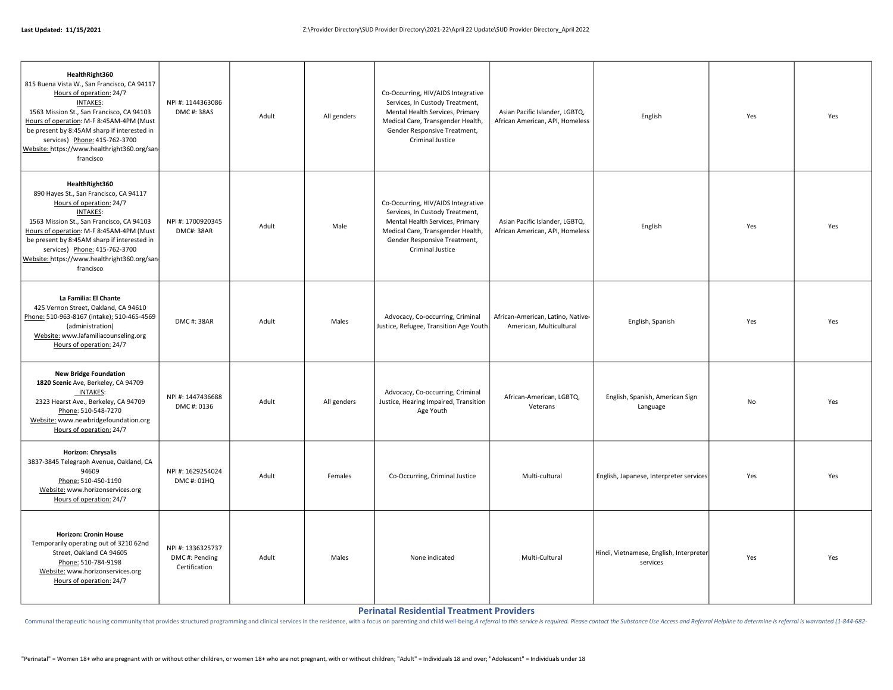| | | | | | | | | |
|---|---|---|---|---|---|---|---|---|
| **HealthRight360**<br>815 Buena Vista W., San Francisco, CA 94117<br>Hours of operation: 24/7<br>INTAKES:<br>1563 Mission St., San Francisco, CA 94103<br>Hours of operation: M-F 8:45AM-4PM (Must be present by 8:45AM sharp if interested in services) Phone: 415-762-3700<br>Website: https://www.healthright360.org/san-francisco | NPI #: 1144363086<br>DMC #: 38AS | Adult | All genders | Co-Occurring, HIV/AIDS Integrative Services, In Custody Treatment, Mental Health Services, Primary Medical Care, Transgender Health, Gender Responsive Treatment, Criminal Justice | Asian Pacific Islander, LGBTQ, African American, API, Homeless | English | Yes | Yes |
| **HealthRight360**<br>890 Hayes St., San Francisco, CA 94117<br>Hours of operation: 24/7<br>INTAKES:<br>1563 Mission St., San Francisco, CA 94103<br>Hours of operation: M-F 8:45AM-4PM (Must be present by 8:45AM sharp if interested in services) Phone: 415-762-3700<br>Website: https://www.healthright360.org/san-francisco | NPI #: 1700920345<br>DMC#: 38AR | Adult | Male | Co-Occurring, HIV/AIDS Integrative Services, In Custody Treatment, Mental Health Services, Primary Medical Care, Transgender Health, Gender Responsive Treatment, Criminal Justice | Asian Pacific Islander, LGBTQ, African American, API, Homeless | English | Yes | Yes |
| **La Familia: El Chante**<br>425 Vernon Street, Oakland, CA 94610<br>Phone: 510-963-8167 (intake); 510-465-4569 (administration)<br>Website: www.lafamiliacounseling.org<br>Hours of operation: 24/7 | DMC #: 38AR | Adult | Males | Advocacy, Co-occurring, Criminal Justice, Refugee, Transition Age Youth | African-American, Latino, Native-American, Multicultural | English, Spanish | Yes | Yes |
| **New Bridge Foundation**<br>**1820 Scenic** Ave, Berkeley, CA 94709<br>INTAKES:<br>2323 Hearst Ave., Berkeley, CA 94709<br>Phone: 510-548-7270<br>Website: www.newbridgefoundation.org<br>Hours of operation: 24/7 | NPI #: 1447436688<br>DMC #: 0136 | Adult | All genders | Advocacy, Co-occurring, Criminal Justice, Hearing Impaired, Transition Age Youth | African-American, LGBTQ, Veterans | English, Spanish, American Sign Language | No | Yes |
| **Horizon: Chrysalis**<br>3837-3845 Telegraph Avenue, Oakland, CA 94609<br>Phone: 510-450-1190<br>Website: www.horizonservices.org<br>Hours of operation: 24/7 | NPI #: 1629254024<br>DMC #: 01HQ | Adult | Females | Co-Occurring, Criminal Justice | Multi-cultural | English, Japanese, Interpreter services | Yes | Yes |
| **Horizon: Cronin House**<br>Temporarily operating out of 3210 62nd Street, Oakland CA 94605<br>Phone: 510-784-9198<br>Website: www.horizonservices.org<br>Hours of operation: 24/7 | NPI #: 1336325737<br>DMC #: Pending Certification | Adult | Males | None indicated | Multi-Cultural | Hindi, Vietnamese, English, Interpreter services | Yes | Yes |

## Perinatal Residential Treatment Providers

Communal therapeutic housing community that provides structured programming and clinical services in the residence, with a focus on parenting and child well-being.*A referral to this service is required. Please contact the Substance Use Access and Referral Helpline to determine is referral is warranted (1-844-682-*

"Perinatal" = Women 18+ who are pregnant with or without other children, or women 18+ who are not pregnant, with or without children; "Adult" = Individuals 18 and over; "Adolescent" = Individuals under 18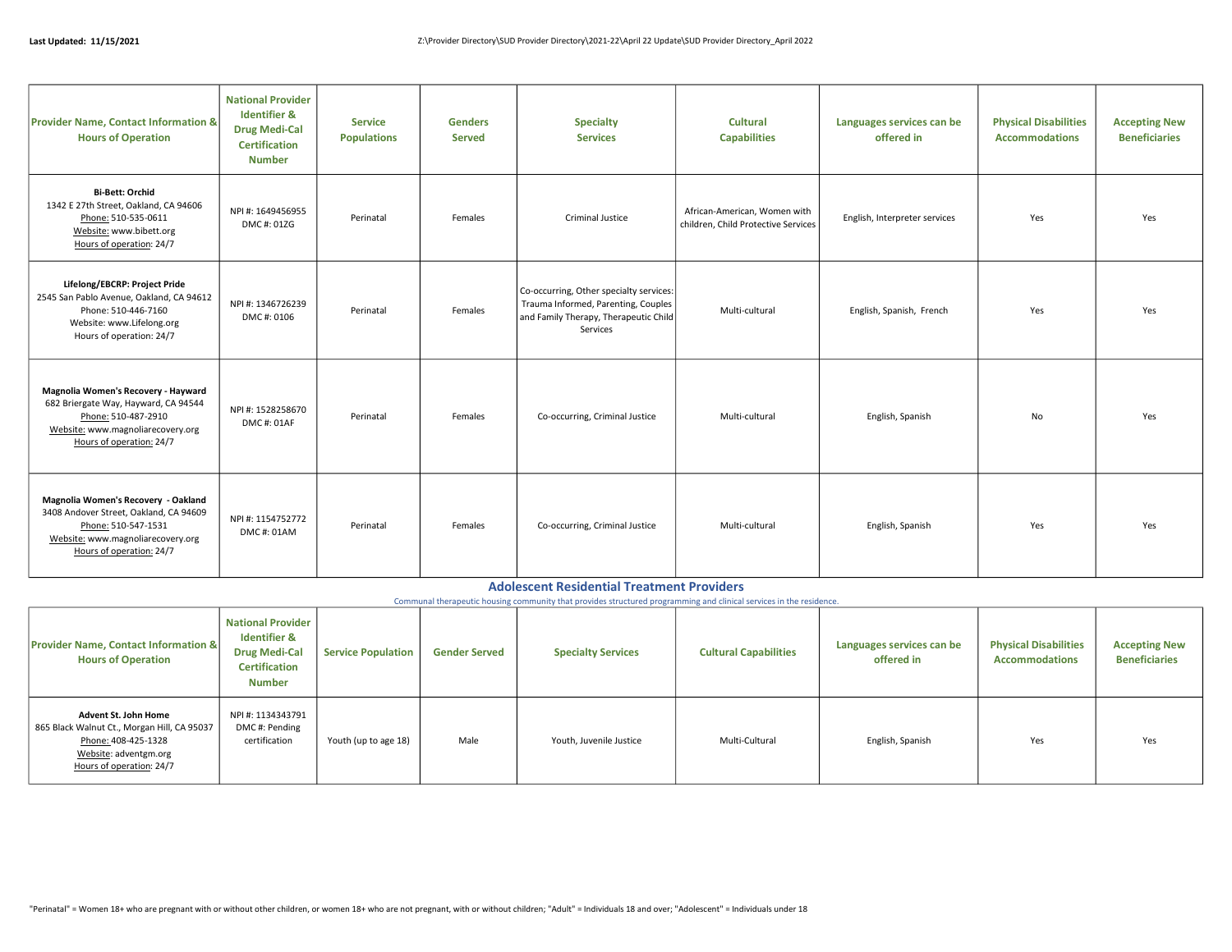| Provider Name, Contact Information & Hours of Operation | National Provider Identifier & Drug Medi-Cal Certification Number | Service Populations | Genders Served | Specialty Services | Cultural Capabilities | Languages services can be offered in | Physical Disabilities Accommodations | Accepting New Beneficiaries |
|---|---|---|---|---|---|---|---|---|
| **Bi-Bett: Orchid**<br>1342 E 27th Street, Oakland, CA 94606<br>Phone: 510-535-0611<br>Website: www.bibett.org<br>Hours of operation: 24/7 | NPI #: 1649456955<br>DMC #: 01ZG | Perinatal | Females | Criminal Justice | African-American, Women with children, Child Protective Services | English, Interpreter services | Yes | Yes |
| **Lifelong/EBCRP: Project Pride**<br>2545 San Pablo Avenue, Oakland, CA 94612<br>Phone: 510-446-7160<br>Website: www.Lifelong.org<br>Hours of operation: 24/7 | NPI #: 1346726239<br>DMC #: 0106 | Perinatal | Females | Co-occurring, Other specialty services: Trauma Informed, Parenting, Couples and Family Therapy, Therapeutic Child Services | Multi-cultural | English, Spanish, French | Yes | Yes |
| **Magnolia Women's Recovery - Hayward**<br>682 Briergate Way, Hayward, CA 94544<br>Phone: 510-487-2910<br>Website: www.magnoliarecovery.org<br>Hours of operation: 24/7 | NPI #: 1528258670<br>DMC #: 01AF | Perinatal | Females | Co-occurring, Criminal Justice | Multi-cultural | English, Spanish | No | Yes |
| **Magnolia Women's Recovery - Oakland**<br>3408 Andover Street, Oakland, CA 94609<br>Phone: 510-547-1531<br>Website: www.magnoliarecovery.org<br>Hours of operation: 24/7 | NPI #: 1154752772<br>DMC #: 01AM | Perinatal | Females | Co-occurring, Criminal Justice | Multi-cultural | English, Spanish | Yes | Yes |

## Adolescent Residential Treatment Providers

Communal therapeutic housing community that provides structured programming and clinical services in the residence.

| Provider Name, Contact Information & Hours of Operation | National Provider Identifier & Drug Medi-Cal Certification Number | Service Population | Gender Served | Specialty Services | Cultural Capabilities | Languages services can be offered in | Physical Disabilities Accommodations | Accepting New Beneficiaries |
|---|---|---|---|---|---|---|---|---|
| **Advent St. John Home**<br>865 Black Walnut Ct., Morgan Hill, CA 95037<br>Phone: 408-425-1328<br>Website: adventgm.org<br>Hours of operation: 24/7 | NPI #: 1134343791<br>DMC #: Pending certification | Youth (up to age 18) | Male | Youth, Juvenile Justice | Multi-Cultural | English, Spanish | Yes | Yes |

"Perinatal" = Women 18+ who are pregnant with or without other children, or women 18+ who are not pregnant, with or without children; "Adult" = Individuals 18 and over; "Adolescent" = Individuals under 18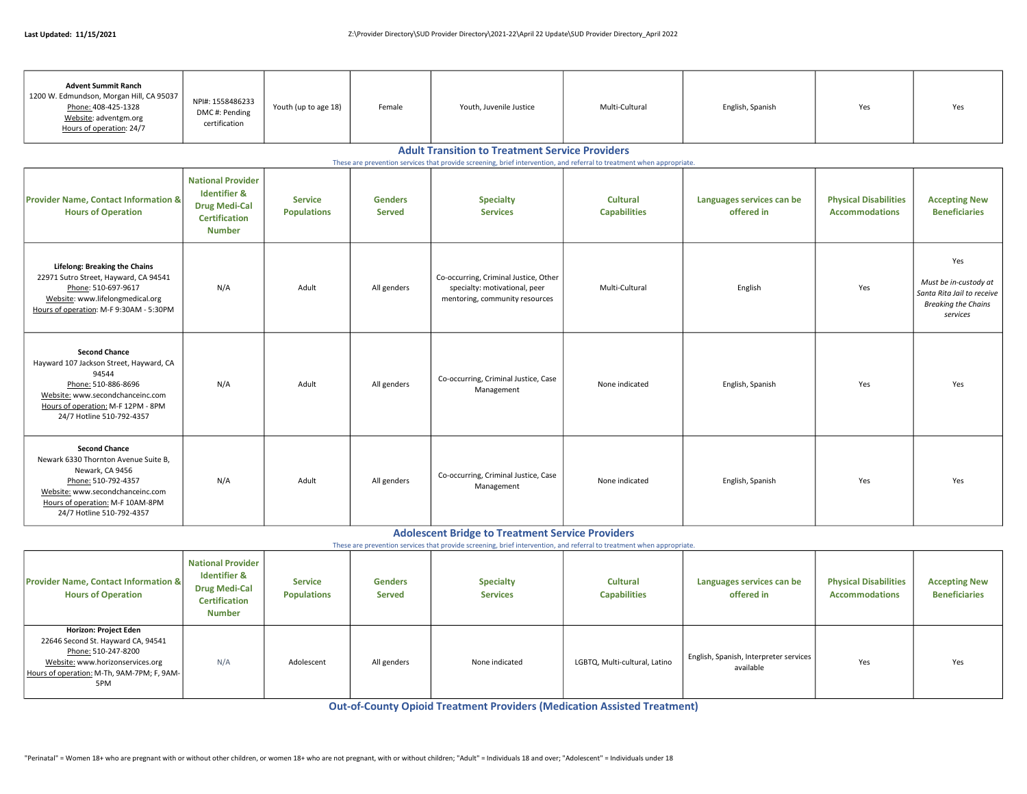| Provider Name, Contact Information & Hours of Operation | National Provider Identifier & Drug Medi-Cal Certification Number | Service Populations | Genders Served | Specialty Services | Cultural Capabilities | Languages services can be offered in | Physical Disabilities Accommodations | Accepting New Beneficiaries |
|---|---|---|---|---|---|---|---|---|
| **Advent Summit Ranch**<br>1200 W. Edmundson, Morgan Hill, CA 95037<br>Phone: 408-425-1328<br>Website: adventgm.org<br>Hours of operation: 24/7 | NPI#: 1558486233<br>DMC #: Pending certification | Youth (up to age 18) | Female | Youth, Juvenile Justice | Multi-Cultural | English, Spanish | Yes | Yes |

## Adult Transition to Treatment Service Providers

These are prevention services that provide screening, brief intervention, and referral to treatment when appropriate.

| Provider Name, Contact Information & Hours of Operation | National Provider Identifier & Drug Medi-Cal Certification Number | Service Populations | Genders Served | Specialty Services | Cultural Capabilities | Languages services can be offered in | Physical Disabilities Accommodations | Accepting New Beneficiaries |
|---|---|---|---|---|---|---|---|---|
| **Lifelong: Breaking the Chains**<br>22971 Sutro Street, Hayward, CA 94541<br>Phone: 510-697-9617<br>Website: www.lifelongmedical.org<br>Hours of operation: M-F 9:30AM - 5:30PM | N/A | Adult | All genders | Co-occurring, Criminal Justice, Other specialty: motivational, peer mentoring, community resources | Multi-Cultural | English | Yes | Yes<br>*Must be in-custody at Santa Rita Jail to receive Breaking the Chains services* |
| **Second Chance**<br>Hayward 107 Jackson Street, Hayward, CA 94544<br>Phone: 510-886-8696<br>Website: www.secondchanceinc.com<br>Hours of operation: M-F 12PM - 8PM<br>24/7 Hotline 510-792-4357 | N/A | Adult | All genders | Co-occurring, Criminal Justice, Case Management | None indicated | English, Spanish | Yes | Yes |
| **Second Chance**<br>Newark 6330 Thornton Avenue Suite B, Newark, CA 9456<br>Phone: 510-792-4357<br>Website: www.secondchanceinc.com<br>Hours of operation: M-F 10AM-8PM<br>24/7 Hotline 510-792-4357 | N/A | Adult | All genders | Co-occurring, Criminal Justice, Case Management | None indicated | English, Spanish | Yes | Yes |

## Adolescent Bridge to Treatment Service Providers

These are prevention services that provide screening, brief intervention, and referral to treatment when appropriate.

| Provider Name, Contact Information & Hours of Operation | National Provider Identifier & Drug Medi-Cal Certification Number | Service Populations | Genders Served | Specialty Services | Cultural Capabilities | Languages services can be offered in | Physical Disabilities Accommodations | Accepting New Beneficiaries |
|---|---|---|---|---|---|---|---|---|
| **Horizon: Project Eden**<br>22646 Second St. Hayward CA, 94541<br>Phone: 510-247-8200<br>Website: www.horizonservices.org<br>Hours of operation: M-Th, 9AM-7PM; F, 9AM-5PM | N/A | Adolescent | All genders | None indicated | LGBTQ, Multi-cultural, Latino | English, Spanish, Interpreter services available | Yes | Yes |

## Out-of-County Opioid Treatment Providers (Medication Assisted Treatment)

"Perinatal" = Women 18+ who are pregnant with or without other children, or women 18+ who are not pregnant, with or without children; "Adult" = Individuals 18 and over; "Adolescent" = Individuals under 18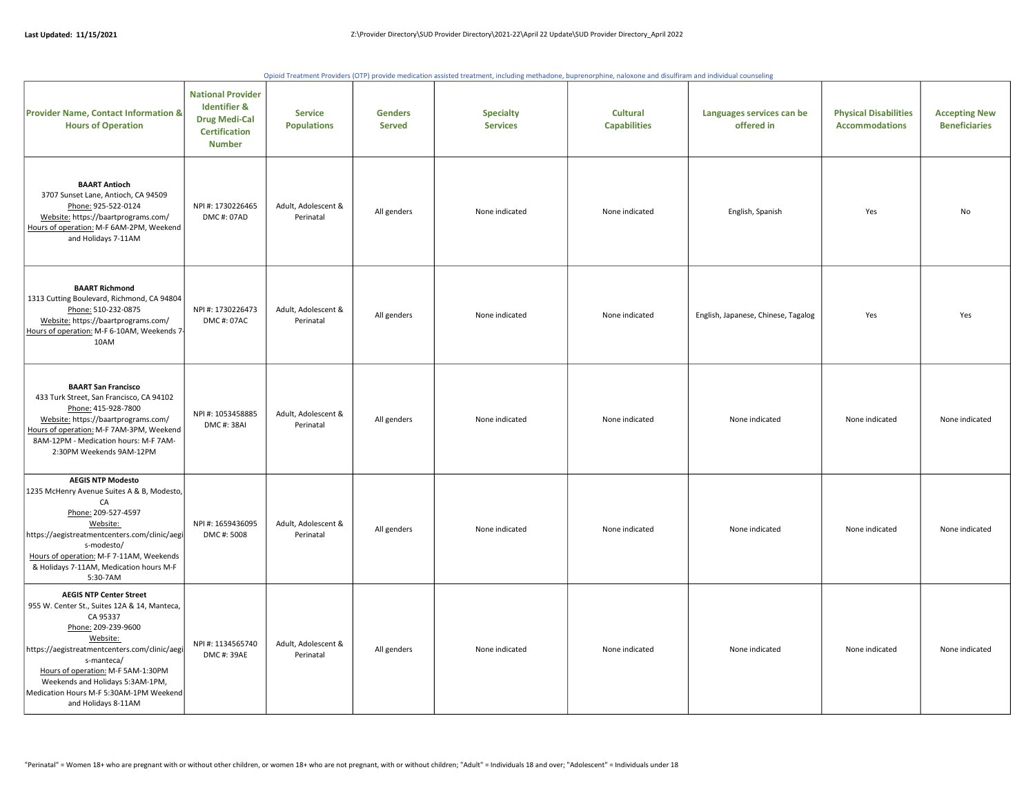Opioid Treatment Providers (OTP) provide medication assisted treatment, including methadone, buprenorphine, naloxone and disulfiram and individual counseling

| Provider Name, Contact Information & Hours of Operation | National Provider Identifier & Drug Medi-Cal Certification Number | Service Populations | Genders Served | Specialty Services | Cultural Capabilities | Languages services can be offered in | Physical Disabilities Accommodations | Accepting New Beneficiaries |
|---|---|---|---|---|---|---|---|---|
| **BAART Antioch**<br>3707 Sunset Lane, Antioch, CA 94509<br>Phone: 925-522-0124<br>Website: https://baartprograms.com/<br>Hours of operation: M-F 6AM-2PM, Weekend and Holidays 7-11AM | NPI #: 1730226465<br>DMC #: 07AD | Adult, Adolescent & Perinatal | All genders | None indicated | None indicated | English, Spanish | Yes | No |
| **BAART Richmond**<br>1313 Cutting Boulevard, Richmond, CA 94804<br>Phone: 510-232-0875<br>Website: https://baartprograms.com/<br>Hours of operation: M-F 6-10AM, Weekends 7-10AM | NPI #: 1730226473<br>DMC #: 07AC | Adult, Adolescent & Perinatal | All genders | None indicated | None indicated | English, Japanese, Chinese, Tagalog | Yes | Yes |
| **BAART San Francisco**<br>433 Turk Street, San Francisco, CA 94102<br>Phone: 415-928-7800<br>Website: https://baartprograms.com/<br>Hours of operation: M-F 7AM-3PM, Weekend 8AM-12PM - Medication hours: M-F 7AM-2:30PM Weekends 9AM-12PM | NPI #: 1053458885<br>DMC #: 38AI | Adult, Adolescent & Perinatal | All genders | None indicated | None indicated | None indicated | None indicated | None indicated |
| **AEGIS NTP Modesto**<br>1235 McHenry Avenue Suites A & B, Modesto, CA<br>Phone: 209-527-4597<br>Website: https://aegistreatmentcenters.com/clinic/aegis-modesto/<br>Hours of operation: M-F 7-11AM, Weekends & Holidays 7-11AM, Medication hours M-F 5:30-7AM | NPI #: 1659436095<br>DMC #: 5008 | Adult, Adolescent & Perinatal | All genders | None indicated | None indicated | None indicated | None indicated | None indicated |
| **AEGIS NTP Center Street**<br>955 W. Center St., Suites 12A & 14, Manteca, CA 95337<br>Phone: 209-239-9600<br>Website: https://aegistreatmentcenters.com/clinic/aegis-manteca/<br>Hours of operation: M-F 5AM-1:30PM Weekends and Holidays 5:3AM-1PM, Medication Hours M-F 5:30AM-1PM Weekend and Holidays 8-11AM | NPI #: 1134565740<br>DMC #: 39AE | Adult, Adolescent & Perinatal | All genders | None indicated | None indicated | None indicated | None indicated | None indicated |

"Perinatal" = Women 18+ who are pregnant with or without other children, or women 18+ who are not pregnant, with or without children; "Adult" = Individuals 18 and over; "Adolescent" = Individuals under 18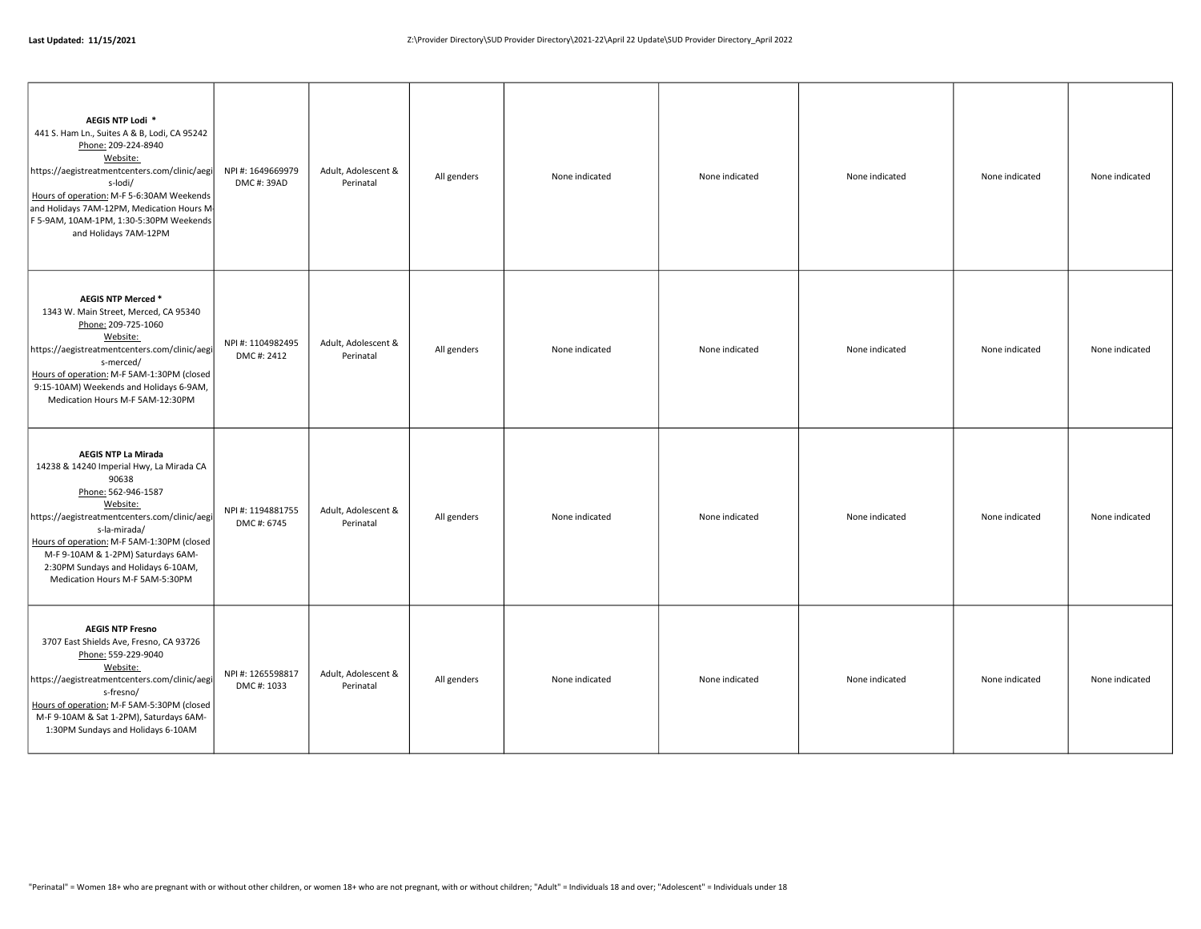| | | | | | | | | |
|---|---|---|---|---|---|---|---|---|
| **AEGIS NTP Lodi** * <br> 441 S. Ham Ln., Suites A & B, Lodi, CA 95242 <br> Phone: 209-224-8940 <br> Website: https://aegistreatmentcenters.com/clinic/aegis-lodi/ <br> Hours of operation: M-F 5-6:30AM Weekends and Holidays 7AM-12PM, Medication Hours M-F 5-9AM, 10AM-1PM, 1:30-5:30PM Weekends and Holidays 7AM-12PM | NPI #: 1649669979 <br> DMC #: 39AD | Adult, Adolescent & Perinatal | All genders | None indicated | None indicated | None indicated | None indicated | None indicated |
| **AEGIS NTP Merced** * <br> 1343 W. Main Street, Merced, CA 95340 <br> Phone: 209-725-1060 <br> Website: https://aegistreatmentcenters.com/clinic/aegis-merced/ <br> Hours of operation: M-F 5AM-1:30PM (closed 9:15-10AM) Weekends and Holidays 6-9AM, Medication Hours M-F 5AM-12:30PM | NPI #: 1104982495 <br> DMC #: 2412 | Adult, Adolescent & Perinatal | All genders | None indicated | None indicated | None indicated | None indicated | None indicated |
| **AEGIS NTP La Mirada** <br> 14238 & 14240 Imperial Hwy, La Mirada CA 90638 <br> Phone: 562-946-1587 <br> Website: https://aegistreatmentcenters.com/clinic/aegis-la-mirada/ <br> Hours of operation: M-F 5AM-1:30PM (closed M-F 9-10AM & 1-2PM) Saturdays 6AM-2:30PM Sundays and Holidays 6-10AM, Medication Hours M-F 5AM-5:30PM | NPI #: 1194881755 <br> DMC #: 6745 | Adult, Adolescent & Perinatal | All genders | None indicated | None indicated | None indicated | None indicated | None indicated |
| **AEGIS NTP Fresno** <br> 3707 East Shields Ave, Fresno, CA 93726 <br> Phone: 559-229-9040 <br> Website: https://aegistreatmentcenters.com/clinic/aegis-fresno/ <br> Hours of operation: M-F 5AM-5:30PM (closed M-F 9-10AM & Sat 1-2PM), Saturdays 6AM-1:30PM Sundays and Holidays 6-10AM | NPI #: 1265598817 <br> DMC #: 1033 | Adult, Adolescent & Perinatal | All genders | None indicated | None indicated | None indicated | None indicated | None indicated |

"Perinatal" = Women 18+ who are pregnant with or without other children, or women 18+ who are not pregnant, with or without children; "Adult" = Individuals 18 and over; "Adolescent" = Individuals under 18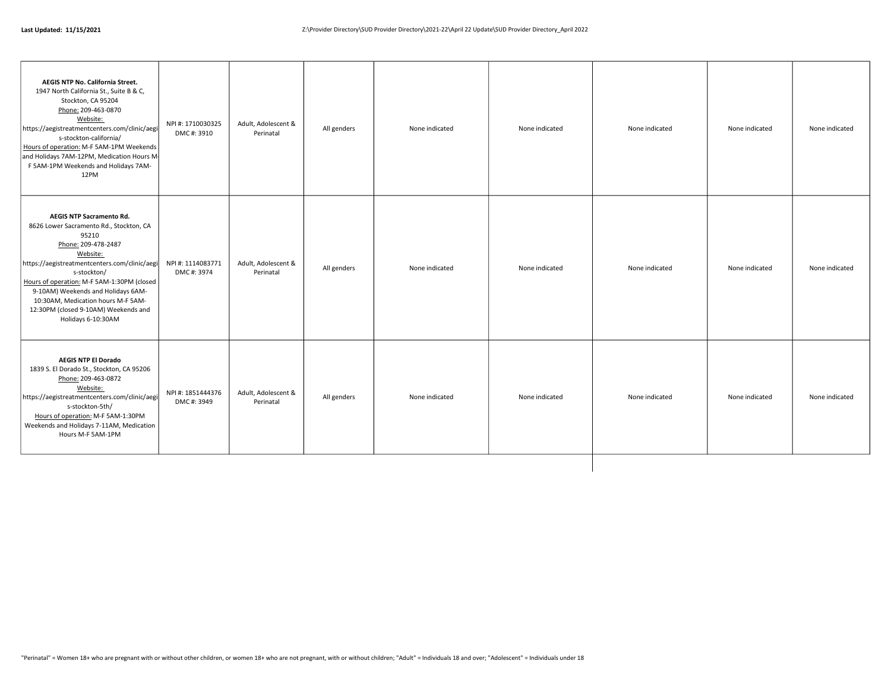| | | | | | | | | |
|---|---|---|---|---|---|---|---|---|
| **AEGIS NTP No. California Street.**<br>1947 North California St., Suite B & C, Stockton, CA 95204<br>Phone: 209-463-0870<br>Website: https://aegistreatmentcenters.com/clinic/aegis-stockton-california/<br>Hours of operation: M-F 5AM-1PM Weekends and Holidays 7AM-12PM, Medication Hours M-F 5AM-1PM Weekends and Holidays 7AM-12PM | NPI #: 1710030325<br>DMC #: 3910 | Adult, Adolescent & Perinatal | All genders | None indicated | None indicated | None indicated | None indicated | None indicated |
| **AEGIS NTP Sacramento Rd.**<br>8626 Lower Sacramento Rd., Stockton, CA 95210<br>Phone: 209-478-2487<br>Website: https://aegistreatmentcenters.com/clinic/aegis-stockton/<br>Hours of operation: M-F 5AM-1:30PM (closed 9-10AM) Weekends and Holidays 6AM-10:30AM, Medication hours M-F 5AM-12:30PM (closed 9-10AM) Weekends and Holidays 6-10:30AM | NPI #: 1114083771<br>DMC #: 3974 | Adult, Adolescent & Perinatal | All genders | None indicated | None indicated | None indicated | None indicated | None indicated |
| **AEGIS NTP El Dorado**<br>1839 S. El Dorado St., Stockton, CA 95206<br>Phone: 209-463-0872<br>Website: https://aegistreatmentcenters.com/clinic/aegis-stockton-5th/<br>Hours of operation: M-F 5AM-1:30PM Weekends and Holidays 7-11AM, Medication Hours M-F 5AM-1PM | NPI #: 1851444376<br>DMC #: 3949 | Adult, Adolescent & Perinatal | All genders | None indicated | None indicated | None indicated | None indicated | None indicated |

"Perinatal" = Women 18+ who are pregnant with or without other children, or women 18+ who are not pregnant, with or without children; "Adult" = Individuals 18 and over; "Adolescent" = Individuals under 18